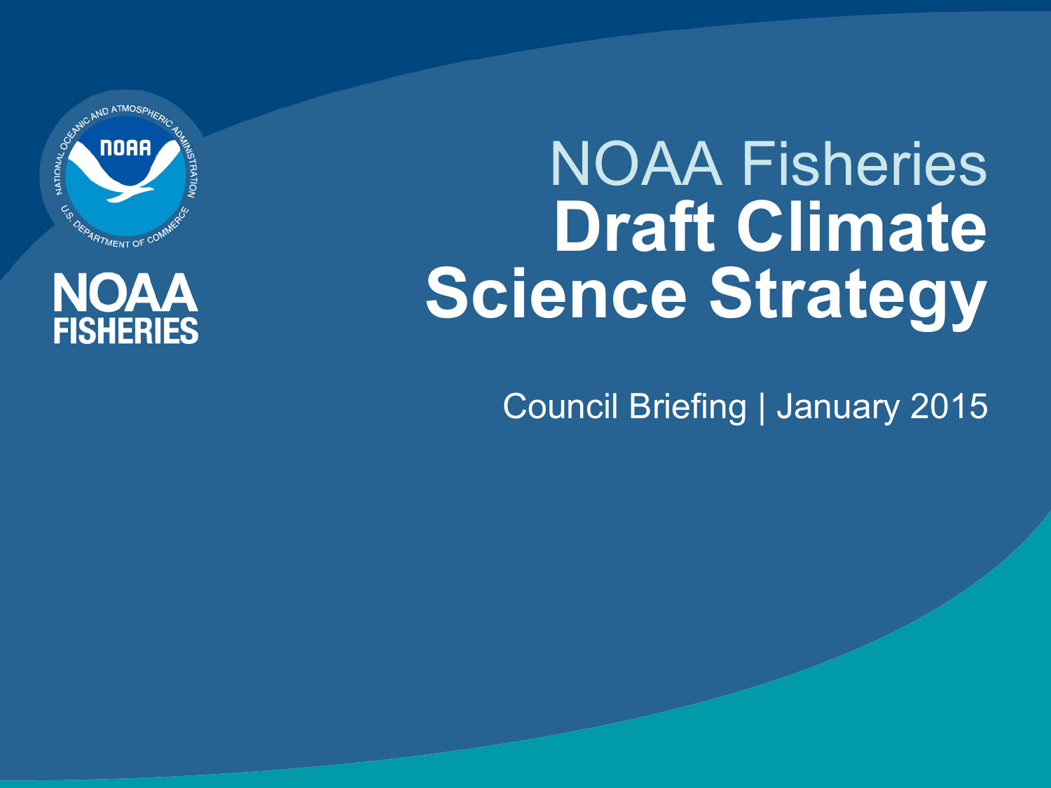# NOAA Fisheries **Draft Climate Science Strategy**

Council Briefing | January 2015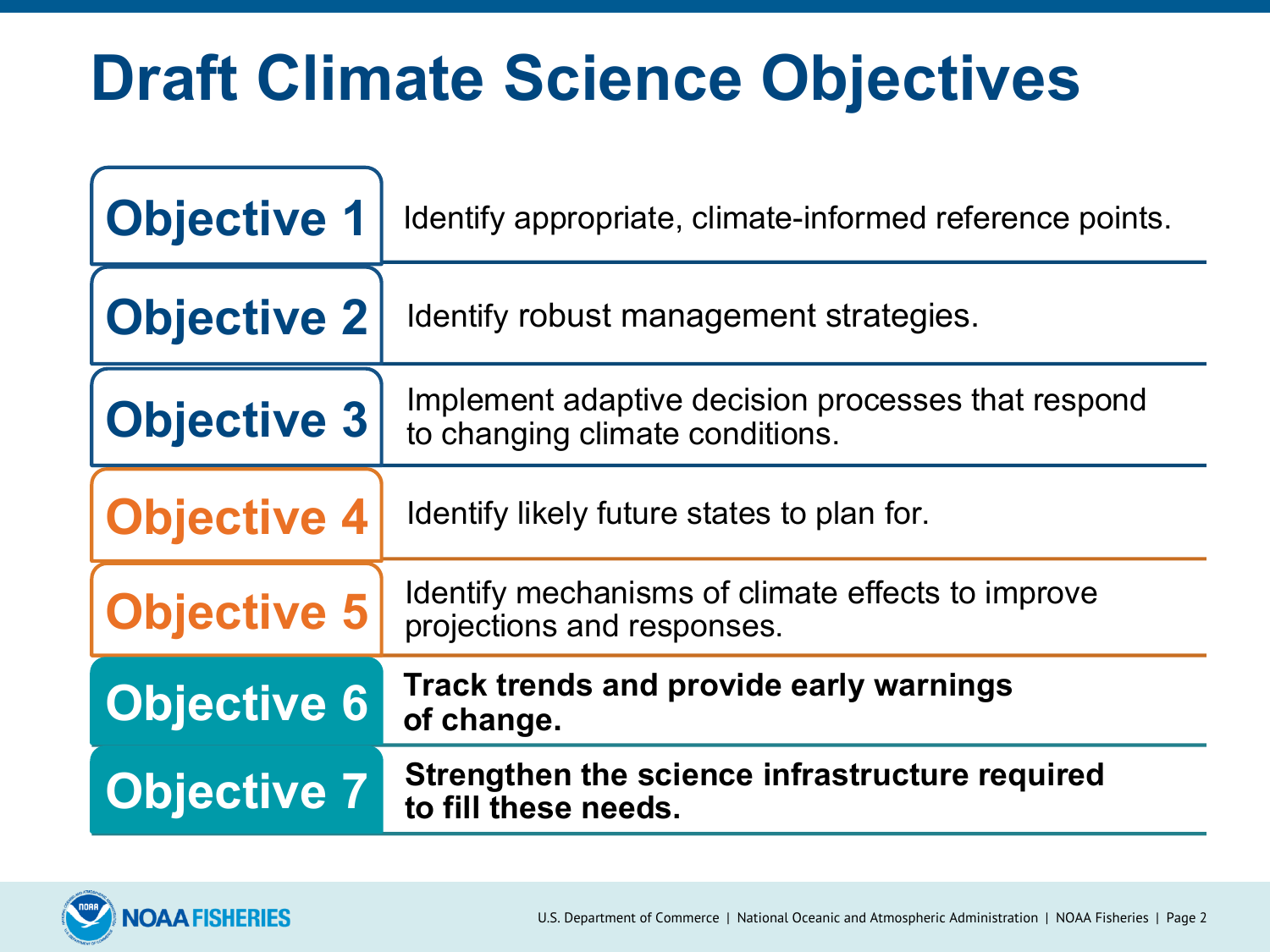# Draft Climate Science Objectives

| Objective | Description |
| --- | --- |
| Objective 1 | Identify appropriate, climate-informed reference points. |
| Objective 2 | Identify robust management strategies. |
| Objective 3 | Implement adaptive decision processes that respond to changing climate conditions. |
| Objective 4 | Identify likely future states to plan for. |
| Objective 5 | Identify mechanisms of climate effects to improve projections and responses. |
| Objective 6 | **Track trends and provide early warnings of change.** |
| Objective 7 | **Strengthen the science infrastructure required to fill these needs.** |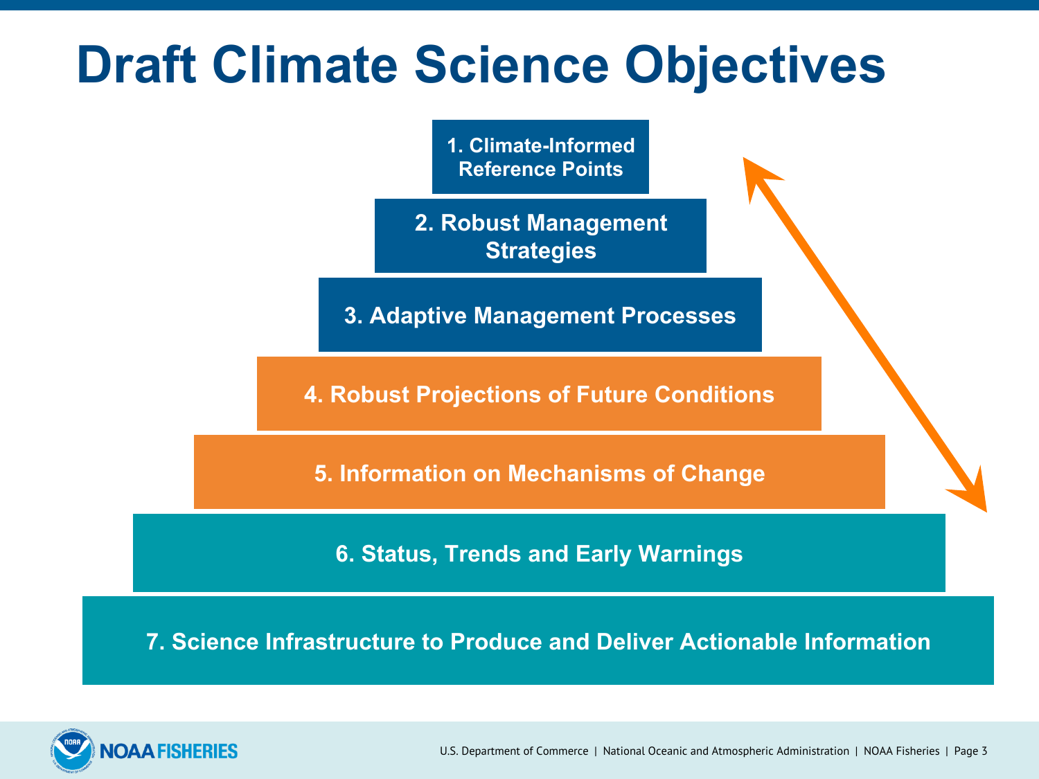# Draft Climate Science Objectives

1. Climate-Informed Reference Points
2. Robust Management Strategies
3. Adaptive Management Processes
4. Robust Projections of Future Conditions
5. Information on Mechanisms of Change
6. Status, Trends and Early Warnings
7. Science Infrastructure to Produce and Deliver Actionable Information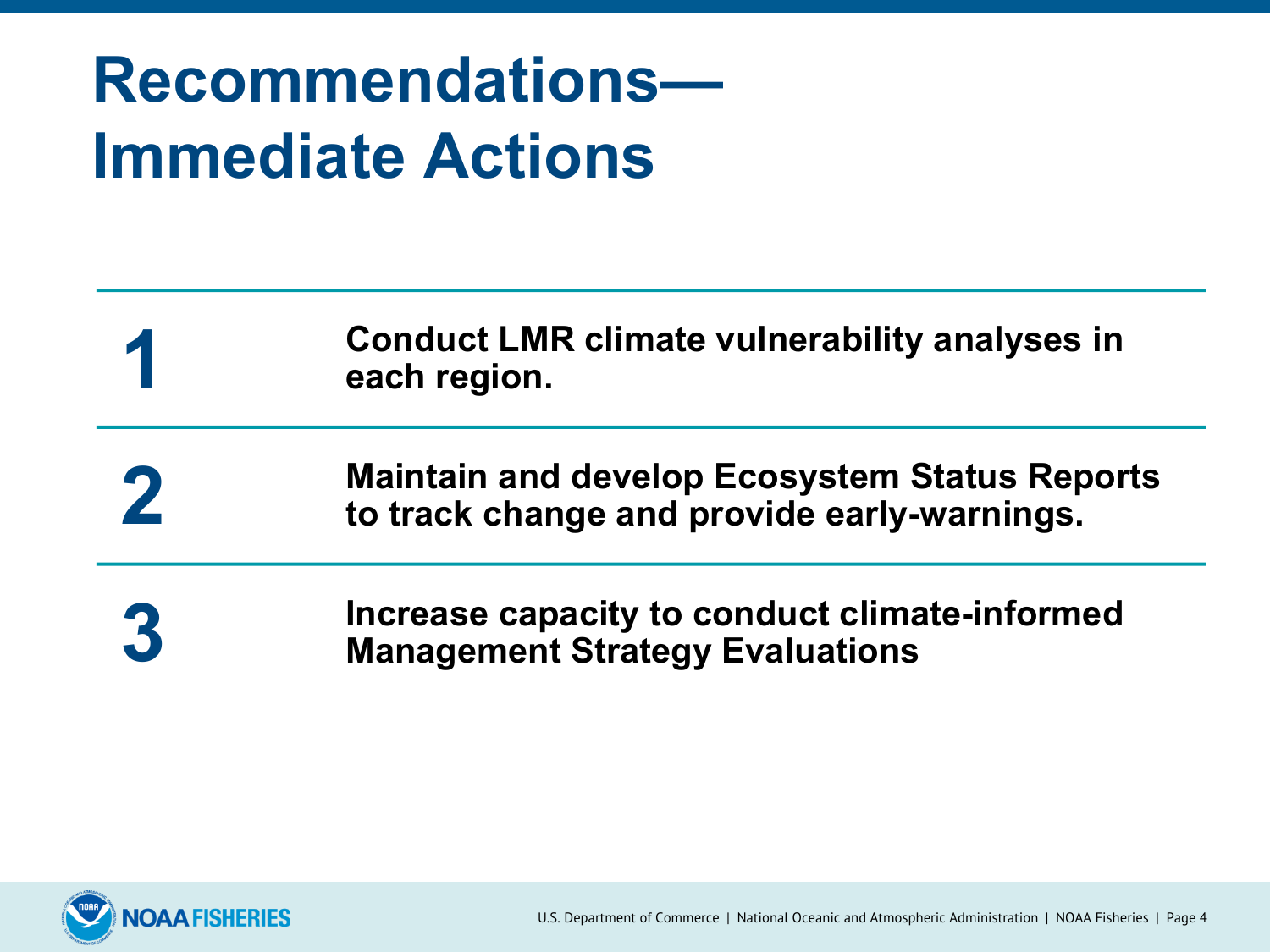# Recommendations—Immediate Actions

| | |
|---|---|
| **1** | **Conduct LMR climate vulnerability analyses in each region.** |
| **2** | **Maintain and develop Ecosystem Status Reports to track change and provide early-warnings.** |
| **3** | **Increase capacity to conduct climate-informed Management Strategy Evaluations** |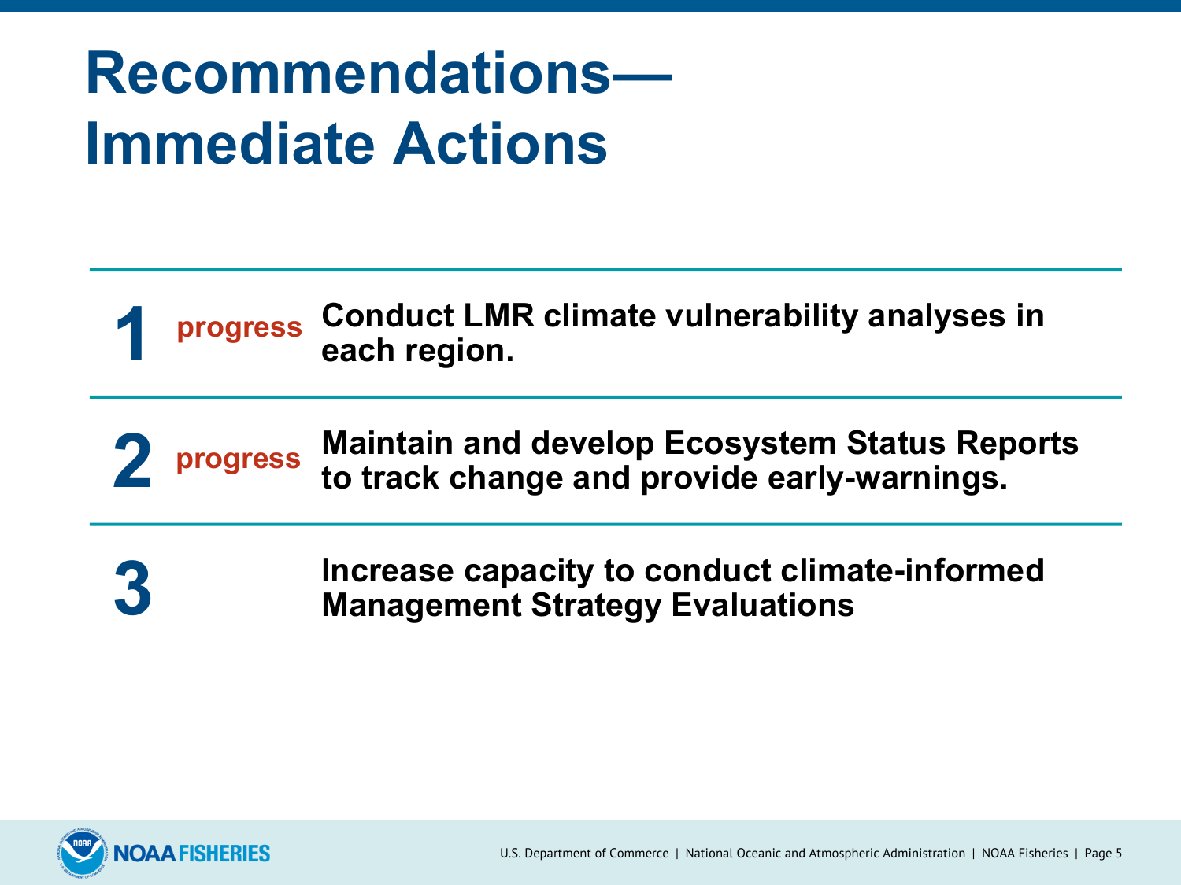# Recommendations—Immediate Actions

**1** **progress** **Conduct LMR climate vulnerability analyses in each region.**

**2** **progress** **Maintain and develop Ecosystem Status Reports to track change and provide early-warnings.**

**3** **Increase capacity to conduct climate-informed Management Strategy Evaluations**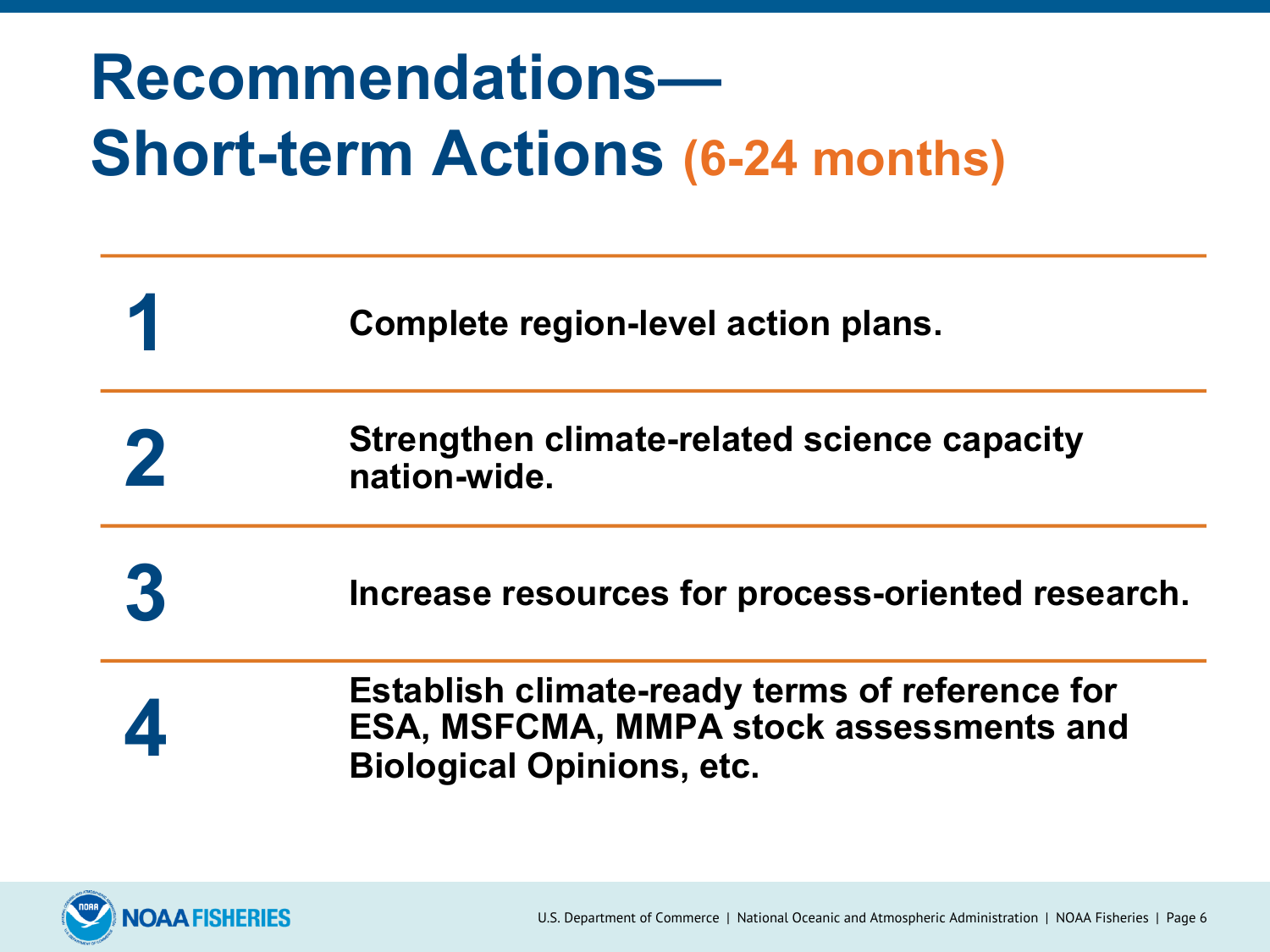# Recommendations—Short-term Actions (6-24 months)

| | |
|---|---|
| **1** | **Complete region-level action plans.** |
| **2** | **Strengthen climate-related science capacity nation-wide.** |
| **3** | **Increase resources for process-oriented research.** |
| **4** | **Establish climate-ready terms of reference for ESA, MSFCMA, MMPA stock assessments and Biological Opinions, etc.** |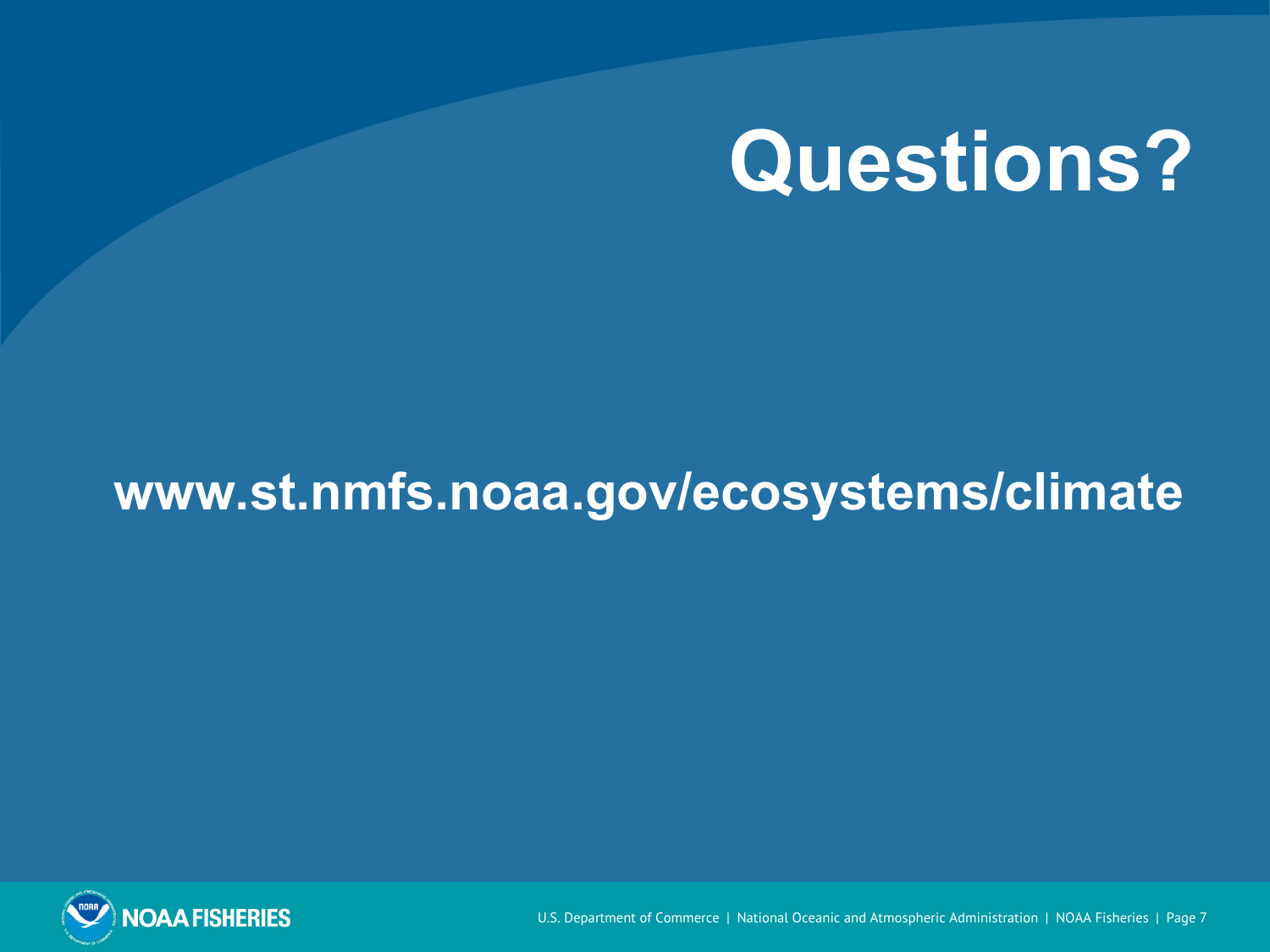# Questions?

**www.st.nmfs.noaa.gov/ecosystems/climate**